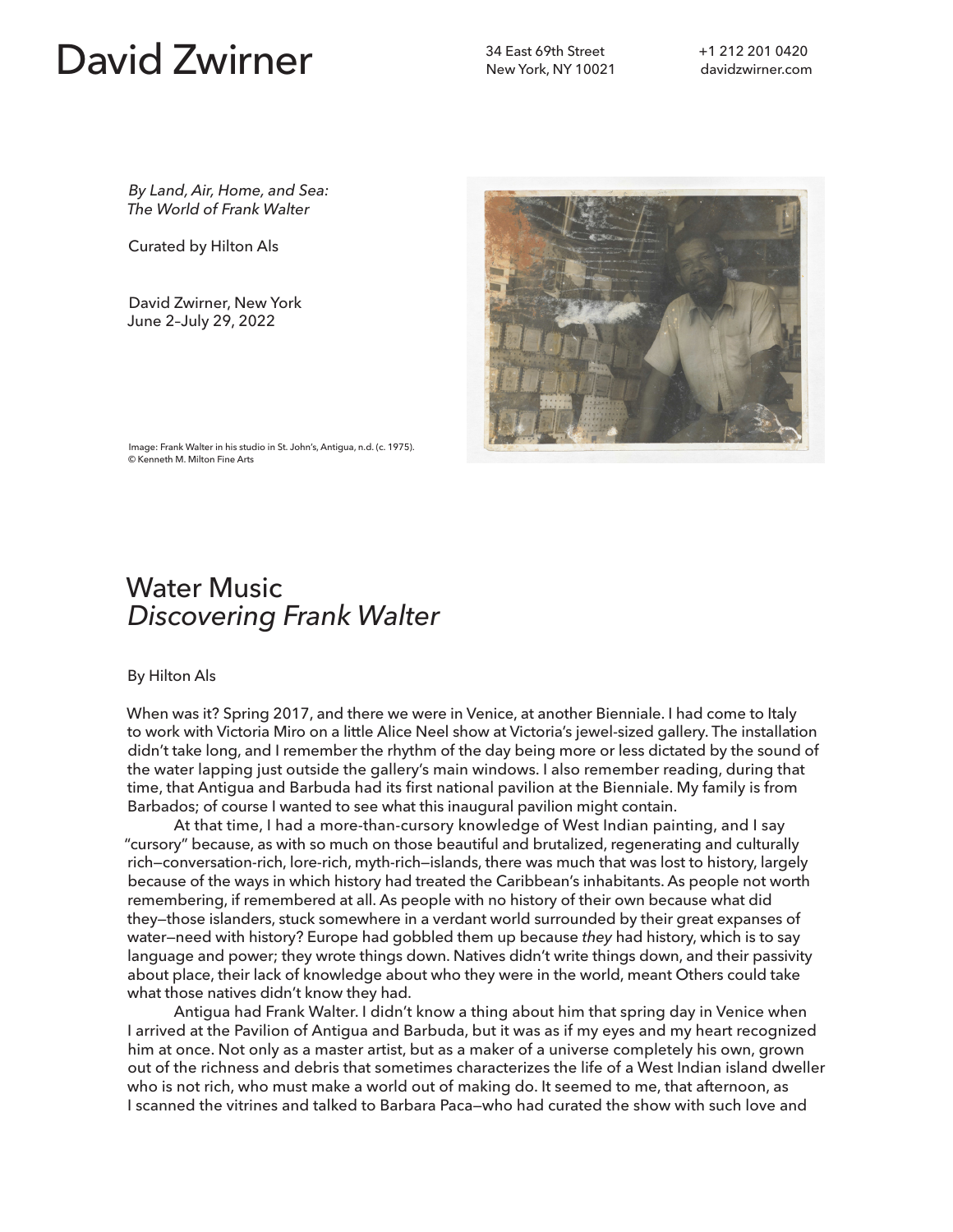# David Zwirner

34 East 69th Street
New York, NY 10021

+1 212 201 0420
davidzwirner.com

*By Land, Air, Home, and Sea: The World of Frank Walter*

Curated by Hilton Als

David Zwirner, New York
June 2–July 29, 2022

Image: Frank Walter in his studio in St. John's, Antigua, n.d. (c. 1975).
© Kenneth M. Milton Fine Arts

## Water Music
## *Discovering Frank Walter*

By Hilton Als

When was it? Spring 2017, and there we were in Venice, at another Bienniale. I had come to Italy to work with Victoria Miro on a little Alice Neel show at Victoria's jewel-sized gallery. The installation didn't take long, and I remember the rhythm of the day being more or less dictated by the sound of the water lapping just outside the gallery's main windows. I also remember reading, during that time, that Antigua and Barbuda had its first national pavilion at the Bienniale. My family is from Barbados; of course I wanted to see what this inaugural pavilion might contain.

At that time, I had a more-than-cursory knowledge of West Indian painting, and I say "cursory" because, as with so much on those beautiful and brutalized, regenerating and culturally rich—conversation-rich, lore-rich, myth-rich—islands, there was much that was lost to history, largely because of the ways in which history had treated the Caribbean's inhabitants. As people not worth remembering, if remembered at all. As people with no history of their own because what did they—those islanders, stuck somewhere in a verdant world surrounded by their great expanses of water—need with history? Europe had gobbled them up because *they* had history, which is to say language and power; they wrote things down. Natives didn't write things down, and their passivity about place, their lack of knowledge about who they were in the world, meant Others could take what those natives didn't know they had.

Antigua had Frank Walter. I didn't know a thing about him that spring day in Venice when I arrived at the Pavilion of Antigua and Barbuda, but it was as if my eyes and my heart recognized him at once. Not only as a master artist, but as a maker of a universe completely his own, grown out of the richness and debris that sometimes characterizes the life of a West Indian island dweller who is not rich, who must make a world out of making do. It seemed to me, that afternoon, as I scanned the vitrines and talked to Barbara Paca—who had curated the show with such love and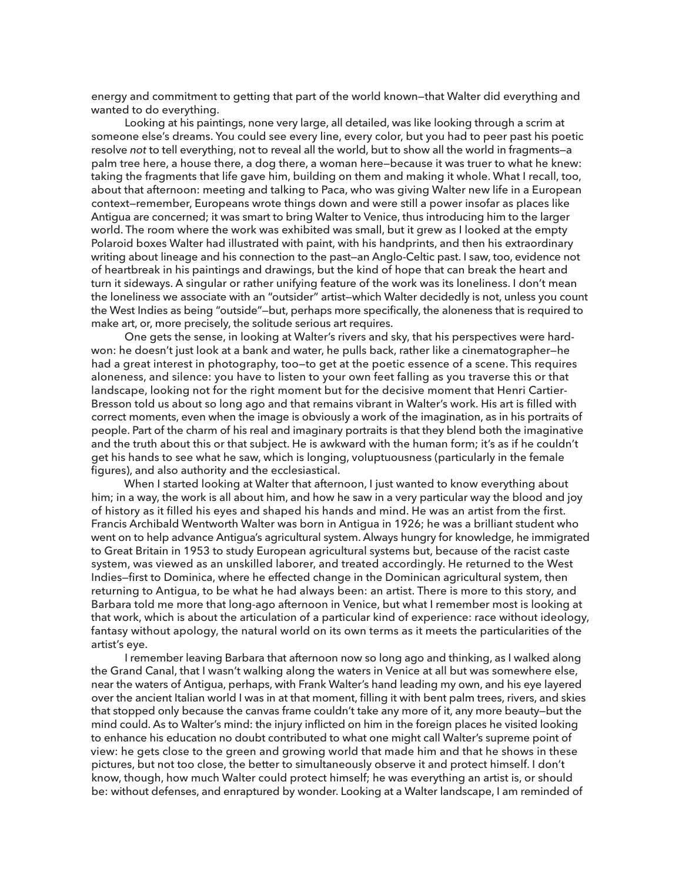energy and commitment to getting that part of the world known—that Walter did everything and wanted to do everything.

Looking at his paintings, none very large, all detailed, was like looking through a scrim at someone else's dreams. You could see every line, every color, but you had to peer past his poetic resolve *not* to tell everything, not to reveal all the world, but to show all the world in fragments—a palm tree here, a house there, a dog there, a woman here—because it was truer to what he knew: taking the fragments that life gave him, building on them and making it whole. What I recall, too, about that afternoon: meeting and talking to Paca, who was giving Walter new life in a European context—remember, Europeans wrote things down and were still a power insofar as places like Antigua are concerned; it was smart to bring Walter to Venice, thus introducing him to the larger world. The room where the work was exhibited was small, but it grew as I looked at the empty Polaroid boxes Walter had illustrated with paint, with his handprints, and then his extraordinary writing about lineage and his connection to the past—an Anglo-Celtic past. I saw, too, evidence not of heartbreak in his paintings and drawings, but the kind of hope that can break the heart and turn it sideways. A singular or rather unifying feature of the work was its loneliness. I don't mean the loneliness we associate with an "outsider" artist—which Walter decidedly is not, unless you count the West Indies as being "outside"—but, perhaps more specifically, the aloneness that is required to make art, or, more precisely, the solitude serious art requires.

One gets the sense, in looking at Walter's rivers and sky, that his perspectives were hard-won: he doesn't just look at a bank and water, he pulls back, rather like a cinematographer—he had a great interest in photography, too—to get at the poetic essence of a scene. This requires aloneness, and silence: you have to listen to your own feet falling as you traverse this or that landscape, looking not for the right moment but for the decisive moment that Henri Cartier-Bresson told us about so long ago and that remains vibrant in Walter's work. His art is filled with correct moments, even when the image is obviously a work of the imagination, as in his portraits of people. Part of the charm of his real and imaginary portraits is that they blend both the imaginative and the truth about this or that subject. He is awkward with the human form; it's as if he couldn't get his hands to see what he saw, which is longing, voluptuousness (particularly in the female figures), and also authority and the ecclesiastical.

When I started looking at Walter that afternoon, I just wanted to know everything about him; in a way, the work is all about him, and how he saw in a very particular way the blood and joy of history as it filled his eyes and shaped his hands and mind. He was an artist from the first. Francis Archibald Wentworth Walter was born in Antigua in 1926; he was a brilliant student who went on to help advance Antigua's agricultural system. Always hungry for knowledge, he immigrated to Great Britain in 1953 to study European agricultural systems but, because of the racist caste system, was viewed as an unskilled laborer, and treated accordingly. He returned to the West Indies—first to Dominica, where he effected change in the Dominican agricultural system, then returning to Antigua, to be what he had always been: an artist. There is more to this story, and Barbara told me more that long-ago afternoon in Venice, but what I remember most is looking at that work, which is about the articulation of a particular kind of experience: race without ideology, fantasy without apology, the natural world on its own terms as it meets the particularities of the artist's eye.

I remember leaving Barbara that afternoon now so long ago and thinking, as I walked along the Grand Canal, that I wasn't walking along the waters in Venice at all but was somewhere else, near the waters of Antigua, perhaps, with Frank Walter's hand leading my own, and his eye layered over the ancient Italian world I was in at that moment, filling it with bent palm trees, rivers, and skies that stopped only because the canvas frame couldn't take any more of it, any more beauty—but the mind could. As to Walter's mind: the injury inflicted on him in the foreign places he visited looking to enhance his education no doubt contributed to what one might call Walter's supreme point of view: he gets close to the green and growing world that made him and that he shows in these pictures, but not too close, the better to simultaneously observe it and protect himself. I don't know, though, how much Walter could protect himself; he was everything an artist is, or should be: without defenses, and enraptured by wonder. Looking at a Walter landscape, I am reminded of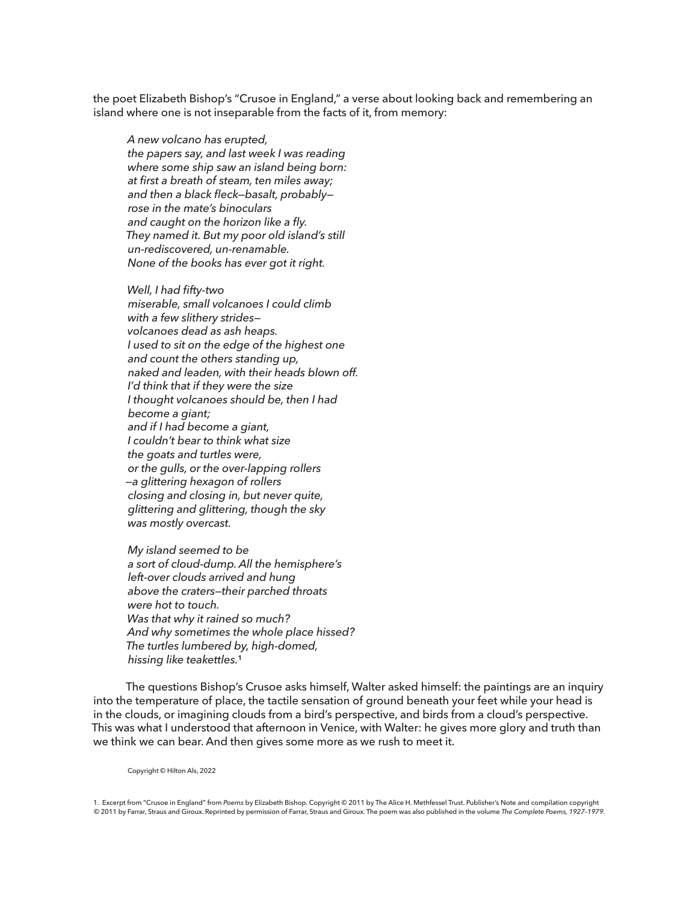the poet Elizabeth Bishop's "Crusoe in England," a verse about looking back and remembering an island where one is not inseparable from the facts of it, from memory:

> *A new volcano has erupted,*
> *the papers say, and last week I was reading*
> *where some ship saw an island being born:*
> *at first a breath of steam, ten miles away;*
> *and then a black fleck—basalt, probably—*
> *rose in the mate's binoculars*
> *and caught on the horizon like a fly.*
> *They named it. But my poor old island's still*
> *un-rediscovered, un-renamable.*
> *None of the books has ever got it right.*
>
> *Well, I had fifty-two*
> *miserable, small volcanoes I could climb*
> *with a few slithery strides—*
> *volcanoes dead as ash heaps.*
> *I used to sit on the edge of the highest one*
> *and count the others standing up,*
> *naked and leaden, with their heads blown off.*
> *I'd think that if they were the size*
> *I thought volcanoes should be, then I had*
> *become a giant;*
> *and if I had become a giant,*
> *I couldn't bear to think what size*
> *the goats and turtles were,*
> *or the gulls, or the over-lapping rollers*
> *—a glittering hexagon of rollers*
> *closing and closing in, but never quite,*
> *glittering and glittering, though the sky*
> *was mostly overcast.*
>
> *My island seemed to be*
> *a sort of cloud-dump. All the hemisphere's*
> *left-over clouds arrived and hung*
> *above the craters—their parched throats*
> *were hot to touch.*
> *Was that why it rained so much?*
> *And why sometimes the whole place hissed?*
> *The turtles lumbered by, high-domed,*
> *hissing like teakettles.*[1]

The questions Bishop's Crusoe asks himself, Walter asked himself: the paintings are an inquiry into the temperature of place, the tactile sensation of ground beneath your feet while your head is in the clouds, or imagining clouds from a bird's perspective, and birds from a cloud's perspective. This was what I understood that afternoon in Venice, with Walter: he gives more glory and truth than we think we can bear. And then gives some more as we rush to meet it.

Copyright © Hilton Als, 2022

1. Excerpt from "Crusoe in England" from *Poems* by Elizabeth Bishop. Copyright © 2011 by The Alice H. Methfessel Trust. Publisher's Note and compilation copyright © 2011 by Farrar, Straus and Giroux. Reprinted by permission of Farrar, Straus and Giroux. The poem was also published in the volume *The Complete Poems, 1927–1979*.